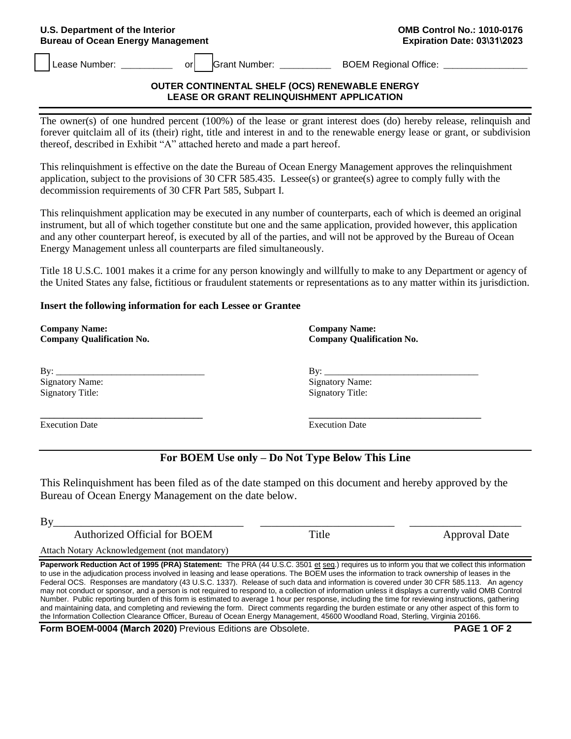**U.S. Department of the Interior**
**Bureau of Ocean Energy Management**

**OMB Control No.: 1010-0176**
**Expiration Date: 03\31\2023**

☐ Lease Number: __________ or ☐ Grant Number: __________ BOEM Regional Office: ________________

## OUTER CONTINENTAL SHELF (OCS) RENEWABLE ENERGY LEASE OR GRANT RELINQUISHMENT APPLICATION

The owner(s) of one hundred percent (100%) of the lease or grant interest does (do) hereby release, relinquish and forever quitclaim all of its (their) right, title and interest in and to the renewable energy lease or grant, or subdivision thereof, described in Exhibit "A" attached hereto and made a part hereof.

This relinquishment is effective on the date the Bureau of Ocean Energy Management approves the relinquishment application, subject to the provisions of 30 CFR 585.435. Lessee(s) or grantee(s) agree to comply fully with the decommission requirements of 30 CFR Part 585, Subpart I.

This relinquishment application may be executed in any number of counterparts, each of which is deemed an original instrument, but all of which together constitute but one and the same application, provided however, this application and any other counterpart hereof, is executed by all of the parties, and will not be approved by the Bureau of Ocean Energy Management unless all counterparts are filed simultaneously.

Title 18 U.S.C. 1001 makes it a crime for any person knowingly and willfully to make to any Department or agency of the United States any false, fictitious or fraudulent statements or representations as to any matter within its jurisdiction.

**Insert the following information for each Lessee or Grantee**

**Company Name:**
**Company Qualification No.**

By: ________________________________
Signatory Name:
Signatory Title:

________________________________
Execution Date

**Company Name:**
**Company Qualification No.**

By: ________________________________
Signatory Name:
Signatory Title:

________________________________
Execution Date

### For BOEM Use only – Do Not Type Below This Line

This Relinquishment has been filed as of the date stamped on this document and hereby approved by the Bureau of Ocean Energy Management on the date below.

By________________________________ ________________________ ____________________
Authorized Official for BOEM Title Approval Date

Attach Notary Acknowledgement (not mandatory)

**Paperwork Reduction Act of 1995 (PRA) Statement:** The PRA (44 U.S.C. 3501 et seq.) requires us to inform you that we collect this information to use in the adjudication process involved in leasing and lease operations. The BOEM uses the information to track ownership of leases in the Federal OCS. Responses are mandatory (43 U.S.C. 1337). Release of such data and information is covered under 30 CFR 585.113. An agency may not conduct or sponsor, and a person is not required to respond to, a collection of information unless it displays a currently valid OMB Control Number. Public reporting burden of this form is estimated to average 1 hour per response, including the time for reviewing instructions, gathering and maintaining data, and completing and reviewing the form. Direct comments regarding the burden estimate or any other aspect of this form to the Information Collection Clearance Officer, Bureau of Ocean Energy Management, 45600 Woodland Road, Sterling, Virginia 20166.

**Form BOEM-0004 (March 2020)** Previous Editions are Obsolete.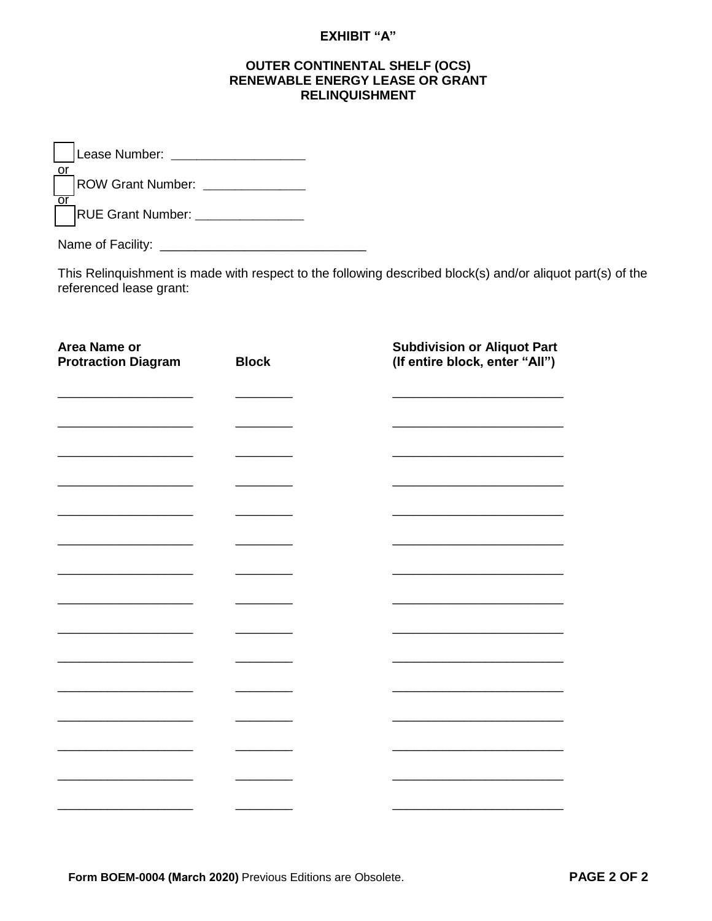**EXHIBIT "A"**

**OUTER CONTINENTAL SHELF (OCS)**
**RENEWABLE ENERGY LEASE OR GRANT**
**RELINQUISHMENT**

☐ Lease Number: ___________________
or
☐ ROW Grant Number: ______________
or
☐ RUE Grant Number: _______________

Name of Facility: _____________________________

This Relinquishment is made with respect to the following described block(s) and/or aliquot part(s) of the referenced lease grant:

| **Area Name or Protraction Diagram** | **Block** | **Subdivision or Aliquot Part (If entire block, enter "All")** |
|---|---|---|
| ___________________ | ________ | ________________________ |
| ___________________ | ________ | ________________________ |
| ___________________ | ________ | ________________________ |
| ___________________ | ________ | ________________________ |
| ___________________ | ________ | ________________________ |
| ___________________ | ________ | ________________________ |
| ___________________ | ________ | ________________________ |
| ___________________ | ________ | ________________________ |
| ___________________ | ________ | ________________________ |
| ___________________ | ________ | ________________________ |
| ___________________ | ________ | ________________________ |
| ___________________ | ________ | ________________________ |
| ___________________ | ________ | ________________________ |
| ___________________ | ________ | ________________________ |
| ___________________ | ________ | ________________________ |

**Form BOEM-0004 (March 2020)** Previous Editions are Obsolete.